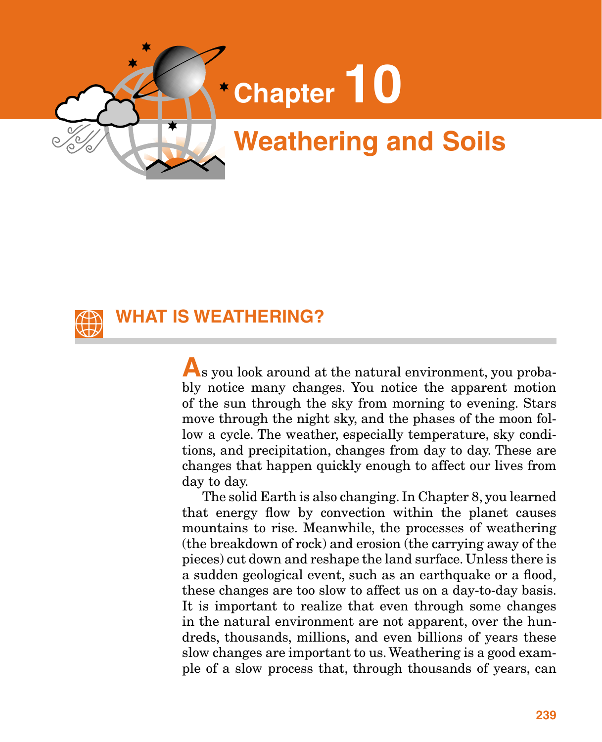# Chapter 10

# Weathering and Soils

## WHAT IS WEATHERING?

As you look around at the natural environment, you probably notice many changes. You notice the apparent motion of the sun through the sky from morning to evening. Stars move through the night sky, and the phases of the moon follow a cycle. The weather, especially temperature, sky conditions, and precipitation, changes from day to day. These are changes that happen quickly enough to affect our lives from day to day.

The solid Earth is also changing. In Chapter 8, you learned that energy flow by convection within the planet causes mountains to rise. Meanwhile, the processes of weathering (the breakdown of rock) and erosion (the carrying away of the pieces) cut down and reshape the land surface. Unless there is a sudden geological event, such as an earthquake or a flood, these changes are too slow to affect us on a day-to-day basis. It is important to realize that even through some changes in the natural environment are not apparent, over the hundreds, thousands, millions, and even billions of years these slow changes are important to us. Weathering is a good example of a slow process that, through thousands of years, can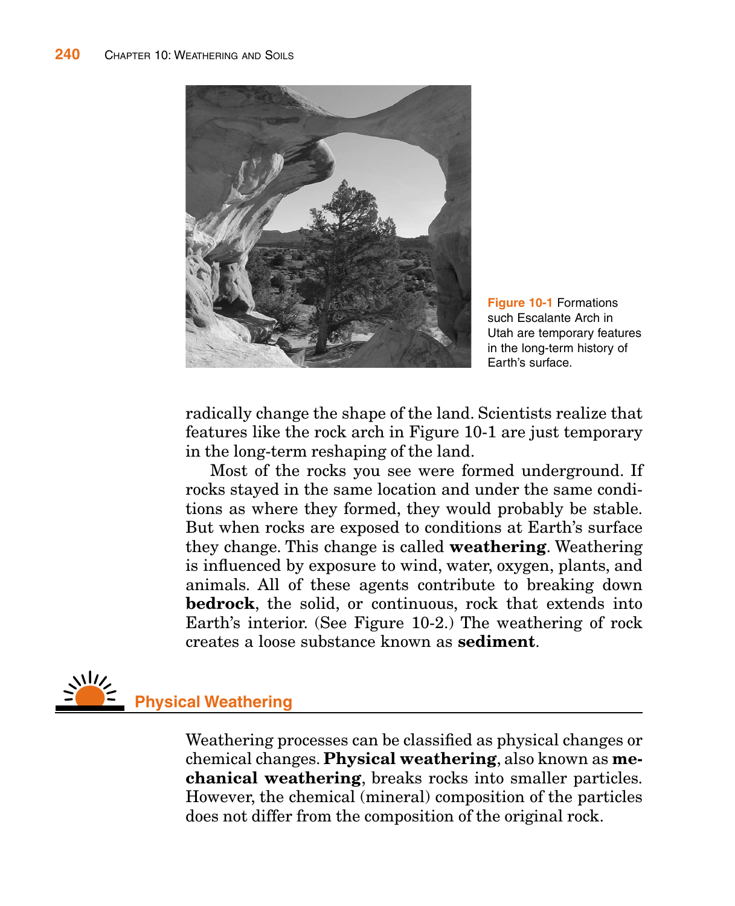**Figure 10-1** Formations such Escalante Arch in Utah are temporary features in the long-term history of Earth's surface.

radically change the shape of the land. Scientists realize that features like the rock arch in Figure 10-1 are just temporary in the long-term reshaping of the land.

Most of the rocks you see were formed underground. If rocks stayed in the same location and under the same conditions as where they formed, they would probably be stable. But when rocks are exposed to conditions at Earth's surface they change. This change is called **weathering**. Weathering is influenced by exposure to wind, water, oxygen, plants, and animals. All of these agents contribute to breaking down **bedrock**, the solid, or continuous, rock that extends into Earth's interior. (See Figure 10-2.) The weathering of rock creates a loose substance known as **sediment**.

## Physical Weathering

Weathering processes can be classified as physical changes or chemical changes. **Physical weathering**, also known as **mechanical weathering**, breaks rocks into smaller particles. However, the chemical (mineral) composition of the particles does not differ from the composition of the original rock.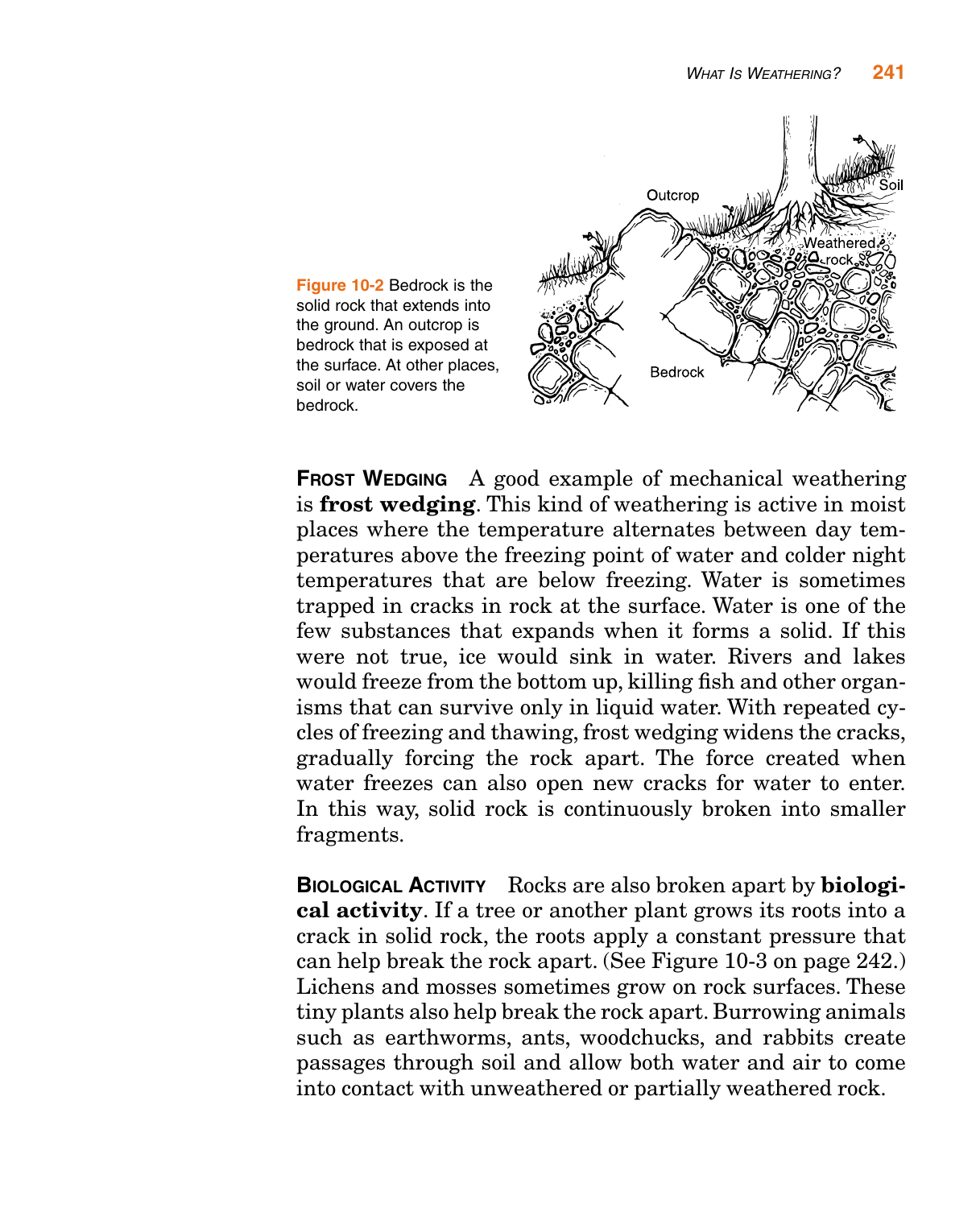Figure 10-2 Bedrock is the solid rock that extends into the ground. An outcrop is bedrock that is exposed at the surface. At other places, soil or water covers the bedrock.

**Frost Wedging** A good example of mechanical weathering is **frost wedging**. This kind of weathering is active in moist places where the temperature alternates between day temperatures above the freezing point of water and colder night temperatures that are below freezing. Water is sometimes trapped in cracks in rock at the surface. Water is one of the few substances that expands when it forms a solid. If this were not true, ice would sink in water. Rivers and lakes would freeze from the bottom up, killing fish and other organisms that can survive only in liquid water. With repeated cycles of freezing and thawing, frost wedging widens the cracks, gradually forcing the rock apart. The force created when water freezes can also open new cracks for water to enter. In this way, solid rock is continuously broken into smaller fragments.

**Biological Activity** Rocks are also broken apart by **biological activity**. If a tree or another plant grows its roots into a crack in solid rock, the roots apply a constant pressure that can help break the rock apart. (See Figure 10-3 on page 242.) Lichens and mosses sometimes grow on rock surfaces. These tiny plants also help break the rock apart. Burrowing animals such as earthworms, ants, woodchucks, and rabbits create passages through soil and allow both water and air to come into contact with unweathered or partially weathered rock.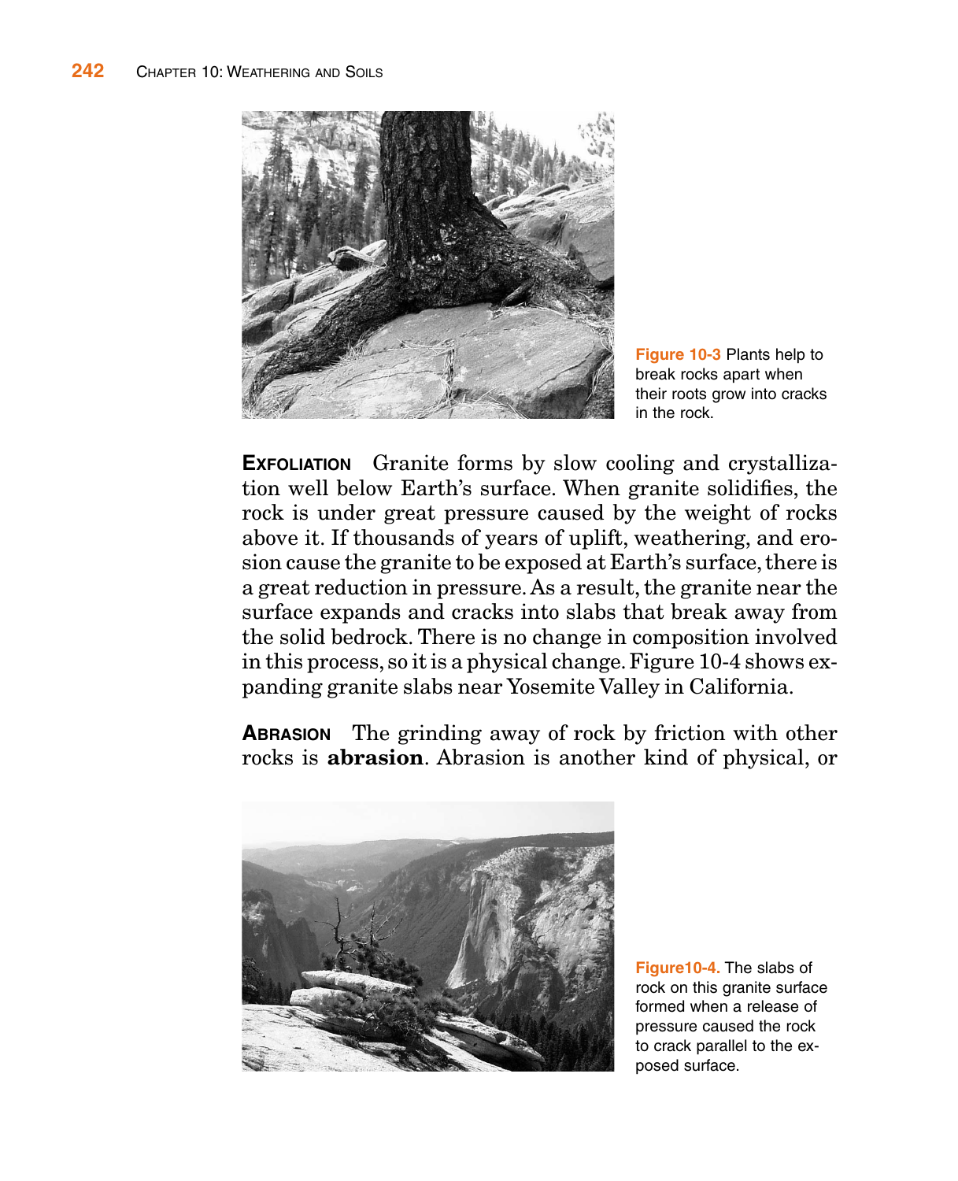Figure 10-3 Plants help to break rocks apart when their roots grow into cracks in the rock.

**EXFOLIATION** Granite forms by slow cooling and crystallization well below Earth's surface. When granite solidifies, the rock is under great pressure caused by the weight of rocks above it. If thousands of years of uplift, weathering, and erosion cause the granite to be exposed at Earth's surface, there is a great reduction in pressure. As a result, the granite near the surface expands and cracks into slabs that break away from the solid bedrock. There is no change in composition involved in this process, so it is a physical change. Figure 10-4 shows expanding granite slabs near Yosemite Valley in California.

**ABRASION** The grinding away of rock by friction with other rocks is **abrasion**. Abrasion is another kind of physical, or

Figure10-4. The slabs of rock on this granite surface formed when a release of pressure caused the rock to crack parallel to the exposed surface.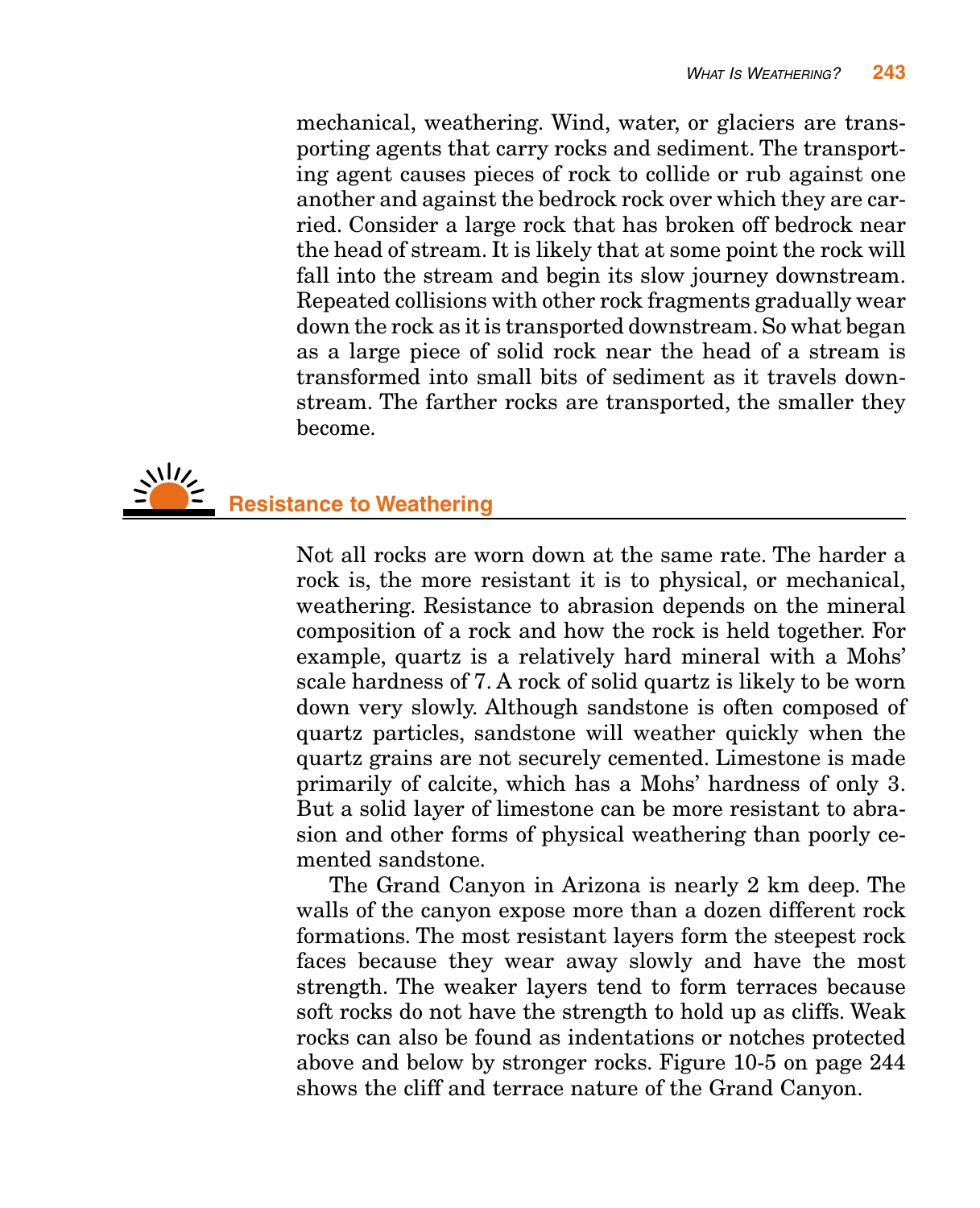mechanical, weathering. Wind, water, or glaciers are transporting agents that carry rocks and sediment. The transporting agent causes pieces of rock to collide or rub against one another and against the bedrock rock over which they are carried. Consider a large rock that has broken off bedrock near the head of stream. It is likely that at some point the rock will fall into the stream and begin its slow journey downstream. Repeated collisions with other rock fragments gradually wear down the rock as it is transported downstream. So what began as a large piece of solid rock near the head of a stream is transformed into small bits of sediment as it travels downstream. The farther rocks are transported, the smaller they become.

## Resistance to Weathering

Not all rocks are worn down at the same rate. The harder a rock is, the more resistant it is to physical, or mechanical, weathering. Resistance to abrasion depends on the mineral composition of a rock and how the rock is held together. For example, quartz is a relatively hard mineral with a Mohs' scale hardness of 7. A rock of solid quartz is likely to be worn down very slowly. Although sandstone is often composed of quartz particles, sandstone will weather quickly when the quartz grains are not securely cemented. Limestone is made primarily of calcite, which has a Mohs' hardness of only 3. But a solid layer of limestone can be more resistant to abrasion and other forms of physical weathering than poorly cemented sandstone.

The Grand Canyon in Arizona is nearly 2 km deep. The walls of the canyon expose more than a dozen different rock formations. The most resistant layers form the steepest rock faces because they wear away slowly and have the most strength. The weaker layers tend to form terraces because soft rocks do not have the strength to hold up as cliffs. Weak rocks can also be found as indentations or notches protected above and below by stronger rocks. Figure 10-5 on page 244 shows the cliff and terrace nature of the Grand Canyon.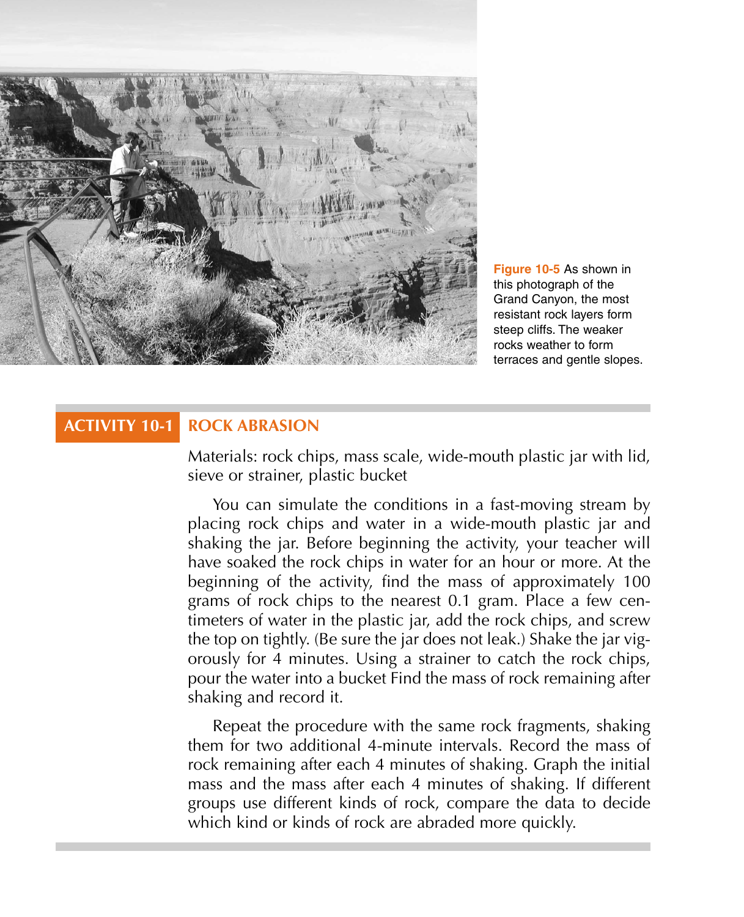Figure 10-5 As shown in this photograph of the Grand Canyon, the most resistant rock layers form steep cliffs. The weaker rocks weather to form terraces and gentle slopes.

## ACTIVITY 10-1 ROCK ABRASION

Materials: rock chips, mass scale, wide-mouth plastic jar with lid, sieve or strainer, plastic bucket

You can simulate the conditions in a fast-moving stream by placing rock chips and water in a wide-mouth plastic jar and shaking the jar. Before beginning the activity, your teacher will have soaked the rock chips in water for an hour or more. At the beginning of the activity, find the mass of approximately 100 grams of rock chips to the nearest 0.1 gram. Place a few centimeters of water in the plastic jar, add the rock chips, and screw the top on tightly. (Be sure the jar does not leak.) Shake the jar vigorously for 4 minutes. Using a strainer to catch the rock chips, pour the water into a bucket Find the mass of rock remaining after shaking and record it.

Repeat the procedure with the same rock fragments, shaking them for two additional 4-minute intervals. Record the mass of rock remaining after each 4 minutes of shaking. Graph the initial mass and the mass after each 4 minutes of shaking. If different groups use different kinds of rock, compare the data to decide which kind or kinds of rock are abraded more quickly.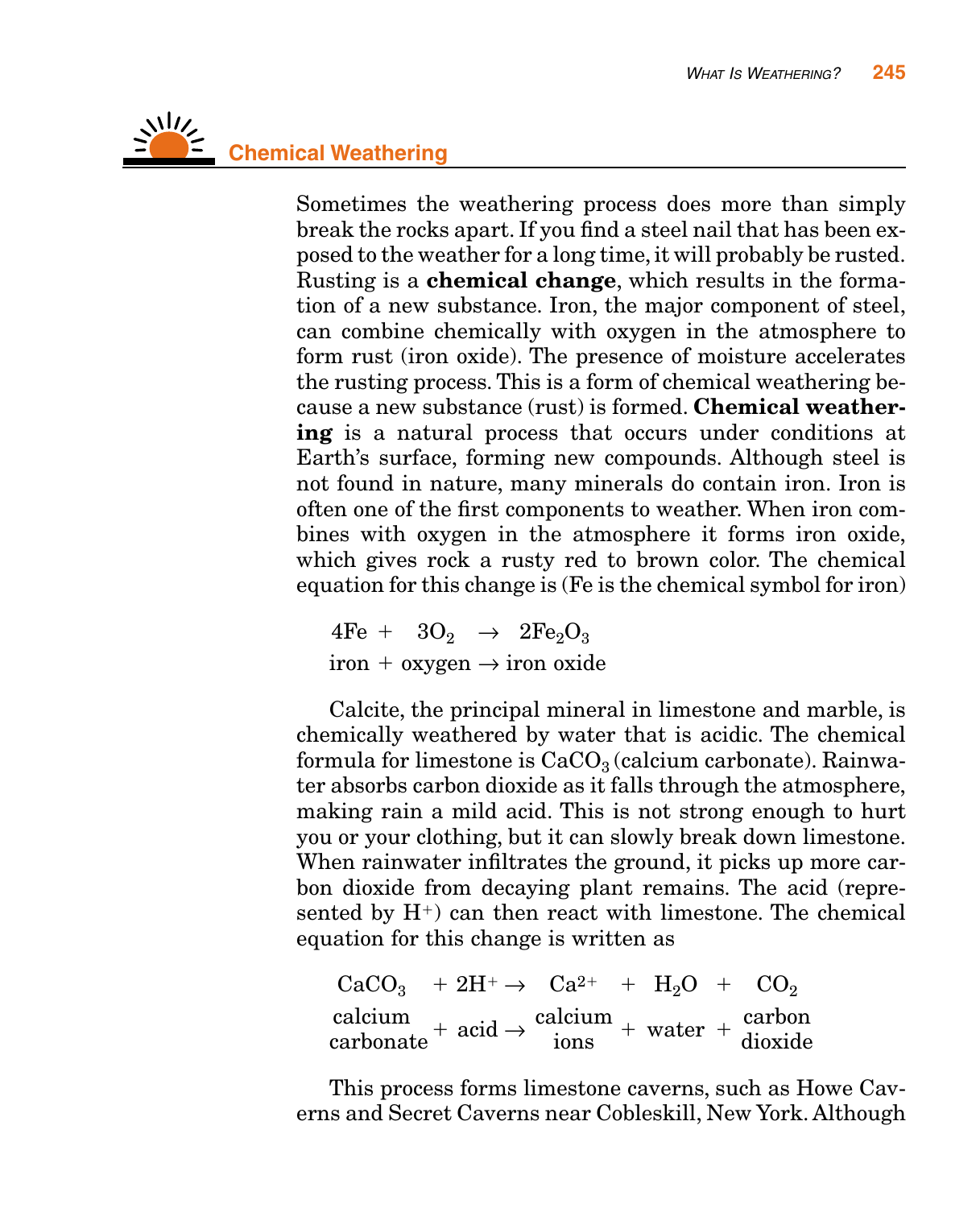## Chemical Weathering

Sometimes the weathering process does more than simply break the rocks apart. If you find a steel nail that has been exposed to the weather for a long time, it will probably be rusted. Rusting is a **chemical change**, which results in the formation of a new substance. Iron, the major component of steel, can combine chemically with oxygen in the atmosphere to form rust (iron oxide). The presence of moisture accelerates the rusting process. This is a form of chemical weathering because a new substance (rust) is formed. **Chemical weathering** is a natural process that occurs under conditions at Earth's surface, forming new compounds. Although steel is not found in nature, many minerals do contain iron. Iron is often one of the first components to weather. When iron combines with oxygen in the atmosphere it forms iron oxide, which gives rock a rusty red to brown color. The chemical equation for this change is (Fe is the chemical symbol for iron)

$$4Fe + 3O_2 \rightarrow 2Fe_2O_3$$

$$\text{iron} + \text{oxygen} \rightarrow \text{iron oxide}$$

Calcite, the principal mineral in limestone and marble, is chemically weathered by water that is acidic. The chemical formula for limestone is $CaCO_3$ (calcium carbonate). Rainwater absorbs carbon dioxide as it falls through the atmosphere, making rain a mild acid. This is not strong enough to hurt you or your clothing, but it can slowly break down limestone. When rainwater infiltrates the ground, it picks up more carbon dioxide from decaying plant remains. The acid (represented by $H^+$) can then react with limestone. The chemical equation for this change is written as

$$CaCO_3 + 2H^+ \rightarrow Ca^{2+} + H_2O + CO_2$$

$$\text{calcium carbonate} + \text{acid} \rightarrow \text{calcium ions} + \text{water} + \text{carbon dioxide}$$

This process forms limestone caverns, such as Howe Caverns and Secret Caverns near Cobleskill, New York. Although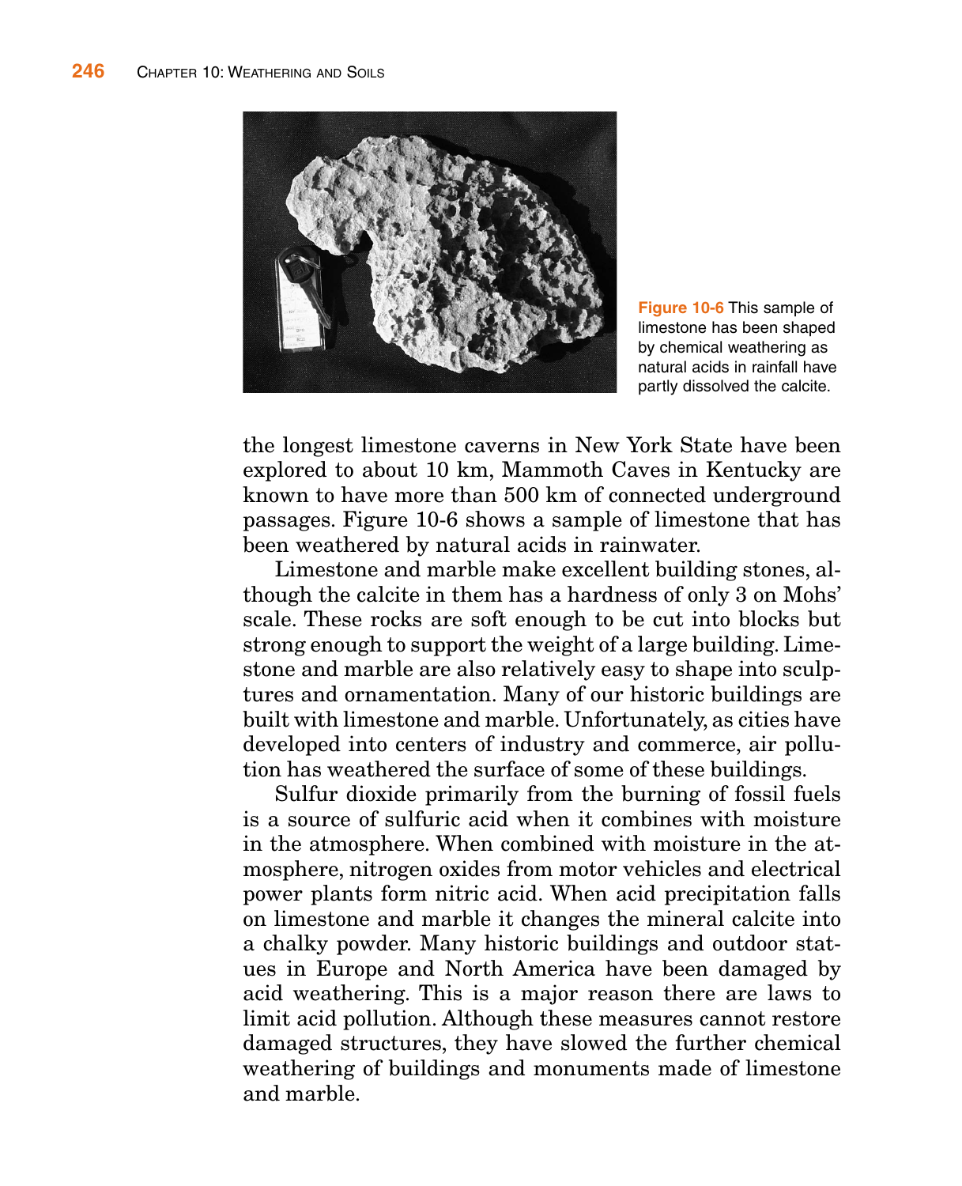Figure 10-6 This sample of limestone has been shaped by chemical weathering as natural acids in rainfall have partly dissolved the calcite.

the longest limestone caverns in New York State have been explored to about 10 km, Mammoth Caves in Kentucky are known to have more than 500 km of connected underground passages. Figure 10-6 shows a sample of limestone that has been weathered by natural acids in rainwater.

Limestone and marble make excellent building stones, although the calcite in them has a hardness of only 3 on Mohs' scale. These rocks are soft enough to be cut into blocks but strong enough to support the weight of a large building. Limestone and marble are also relatively easy to shape into sculptures and ornamentation. Many of our historic buildings are built with limestone and marble. Unfortunately, as cities have developed into centers of industry and commerce, air pollution has weathered the surface of some of these buildings.

Sulfur dioxide primarily from the burning of fossil fuels is a source of sulfuric acid when it combines with moisture in the atmosphere. When combined with moisture in the atmosphere, nitrogen oxides from motor vehicles and electrical power plants form nitric acid. When acid precipitation falls on limestone and marble it changes the mineral calcite into a chalky powder. Many historic buildings and outdoor statues in Europe and North America have been damaged by acid weathering. This is a major reason there are laws to limit acid pollution. Although these measures cannot restore damaged structures, they have slowed the further chemical weathering of buildings and monuments made of limestone and marble.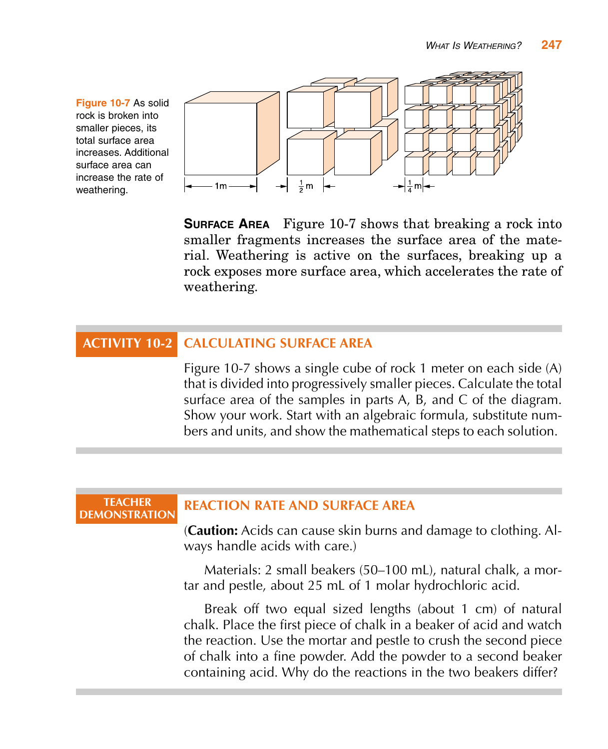**Figure 10-7** As solid rock is broken into smaller pieces, its total surface area increases. Additional surface area can increase the rate of weathering.

1m $\frac{1}{2}$ m $\frac{1}{4}$ m

**Surface Area** Figure 10-7 shows that breaking a rock into smaller fragments increases the surface area of the material. Weathering is active on the surfaces, breaking up a rock exposes more surface area, which accelerates the rate of weathering.

## ACTIVITY 10-2 CALCULATING SURFACE AREA

Figure 10-7 shows a single cube of rock 1 meter on each side (A) that is divided into progressively smaller pieces. Calculate the total surface area of the samples in parts A, B, and C of the diagram. Show your work. Start with an algebraic formula, substitute numbers and units, and show the mathematical steps to each solution.

## TEACHER DEMONSTRATION REACTION RATE AND SURFACE AREA

(**Caution:** Acids can cause skin burns and damage to clothing. Always handle acids with care.)

Materials: 2 small beakers (50–100 mL), natural chalk, a mortar and pestle, about 25 mL of 1 molar hydrochloric acid.

Break off two equal sized lengths (about 1 cm) of natural chalk. Place the first piece of chalk in a beaker of acid and watch the reaction. Use the mortar and pestle to crush the second piece of chalk into a fine powder. Add the powder to a second beaker containing acid. Why do the reactions in the two beakers differ?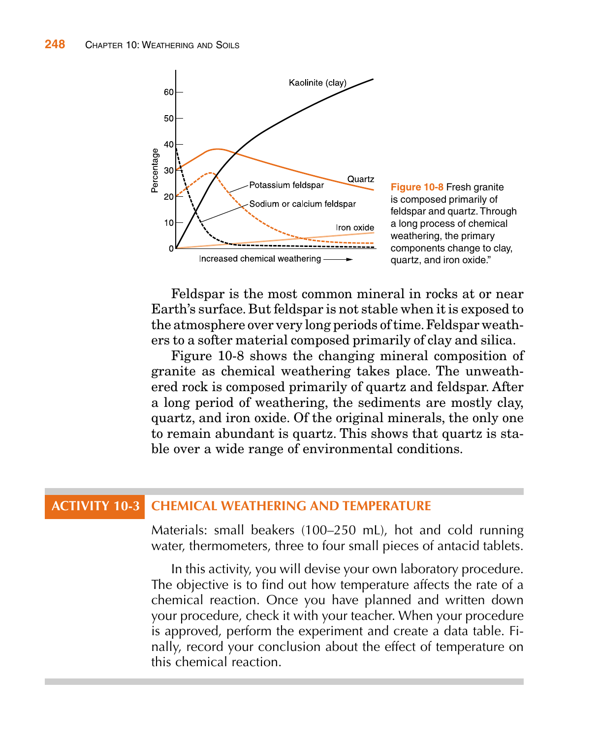Figure 10-8 Fresh granite is composed primarily of feldspar and quartz. Through a long process of chemical weathering, the primary components change to clay, quartz, and iron oxide."

Feldspar is the most common mineral in rocks at or near Earth's surface. But feldspar is not stable when it is exposed to the atmosphere over very long periods of time. Feldspar weathers to a softer material composed primarily of clay and silica.

Figure 10-8 shows the changing mineral composition of granite as chemical weathering takes place. The unweathered rock is composed primarily of quartz and feldspar. After a long period of weathering, the sediments are mostly clay, quartz, and iron oxide. Of the original minerals, the only one to remain abundant is quartz. This shows that quartz is stable over a wide range of environmental conditions.

## ACTIVITY 10-3 CHEMICAL WEATHERING AND TEMPERATURE

Materials: small beakers (100–250 mL), hot and cold running water, thermometers, three to four small pieces of antacid tablets.

In this activity, you will devise your own laboratory procedure. The objective is to find out how temperature affects the rate of a chemical reaction. Once you have planned and written down your procedure, check it with your teacher. When your procedure is approved, perform the experiment and create a data table. Finally, record your conclusion about the effect of temperature on this chemical reaction.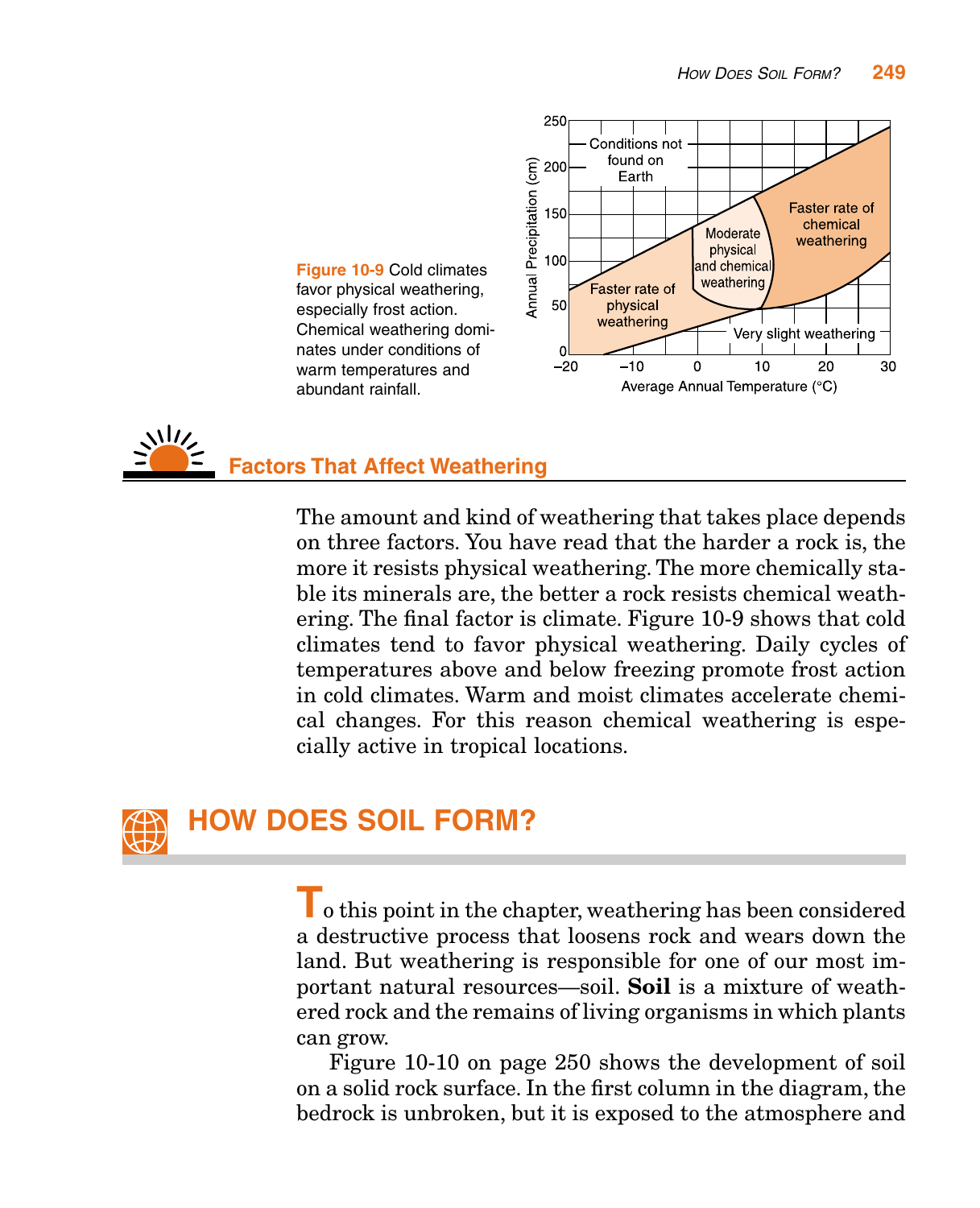Figure 10-9 Cold climates favor physical weathering, especially frost action. Chemical weathering dominates under conditions of warm temperatures and abundant rainfall.

## Factors That Affect Weathering

The amount and kind of weathering that takes place depends on three factors. You have read that the harder a rock is, the more it resists physical weathering. The more chemically stable its minerals are, the better a rock resists chemical weathering. The final factor is climate. Figure 10-9 shows that cold climates tend to favor physical weathering. Daily cycles of temperatures above and below freezing promote frost action in cold climates. Warm and moist climates accelerate chemical changes. For this reason chemical weathering is especially active in tropical locations.

# HOW DOES SOIL FORM?

To this point in the chapter, weathering has been considered a destructive process that loosens rock and wears down the land. But weathering is responsible for one of our most important natural resources—soil. **Soil** is a mixture of weathered rock and the remains of living organisms in which plants can grow.

Figure 10-10 on page 250 shows the development of soil on a solid rock surface. In the first column in the diagram, the bedrock is unbroken, but it is exposed to the atmosphere and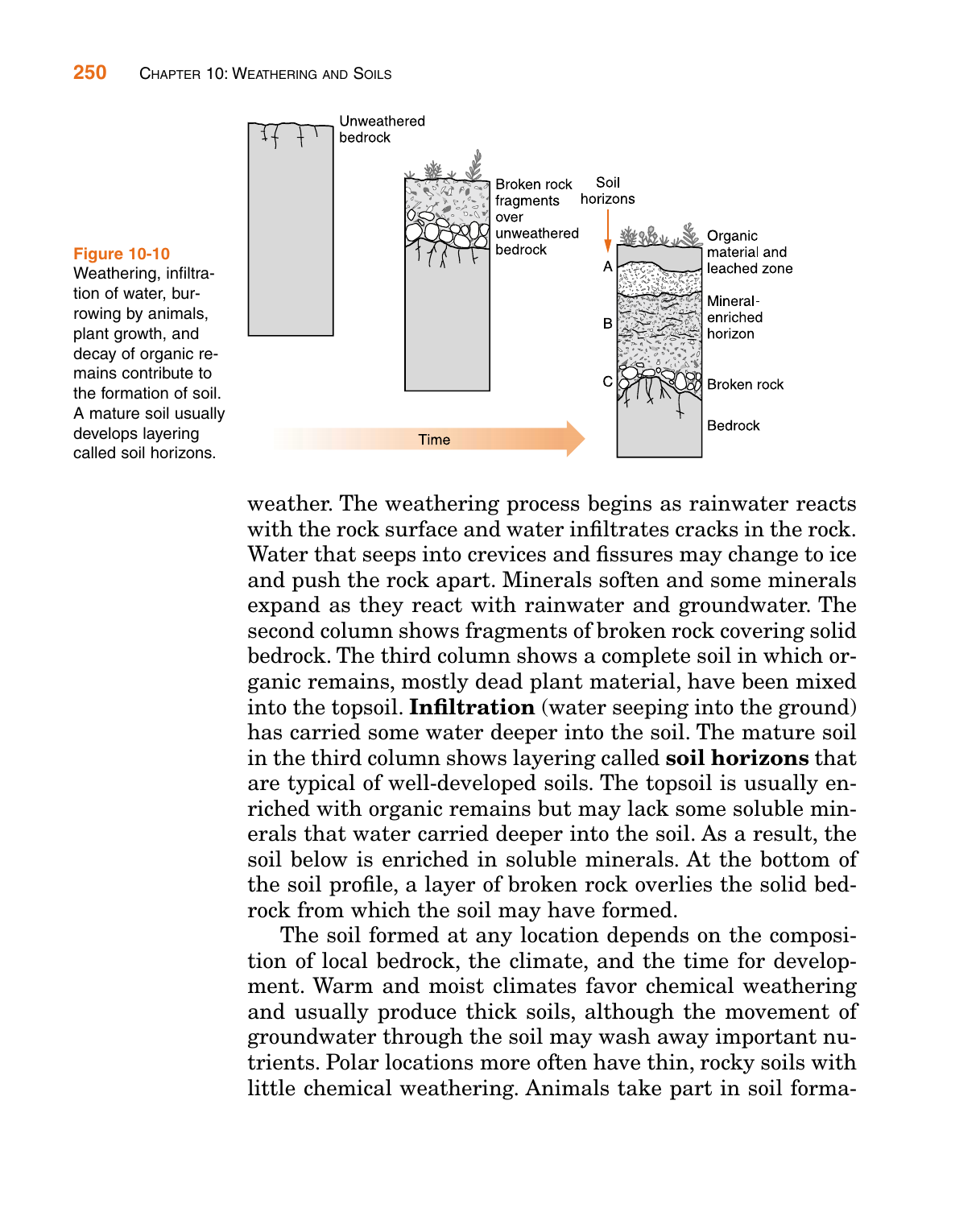**Figure 10-10** Weathering, infiltration of water, burrowing by animals, plant growth, and decay of organic remains contribute to the formation of soil. A mature soil usually develops layering called soil horizons.

weather. The weathering process begins as rainwater reacts with the rock surface and water infiltrates cracks in the rock. Water that seeps into crevices and fissures may change to ice and push the rock apart. Minerals soften and some minerals expand as they react with rainwater and groundwater. The second column shows fragments of broken rock covering solid bedrock. The third column shows a complete soil in which organic remains, mostly dead plant material, have been mixed into the topsoil. **Infiltration** (water seeping into the ground) has carried some water deeper into the soil. The mature soil in the third column shows layering called **soil horizons** that are typical of well-developed soils. The topsoil is usually enriched with organic remains but may lack some soluble minerals that water carried deeper into the soil. As a result, the soil below is enriched in soluble minerals. At the bottom of the soil profile, a layer of broken rock overlies the solid bedrock from which the soil may have formed.

The soil formed at any location depends on the composition of local bedrock, the climate, and the time for development. Warm and moist climates favor chemical weathering and usually produce thick soils, although the movement of groundwater through the soil may wash away important nutrients. Polar locations more often have thin, rocky soils with little chemical weathering. Animals take part in soil forma-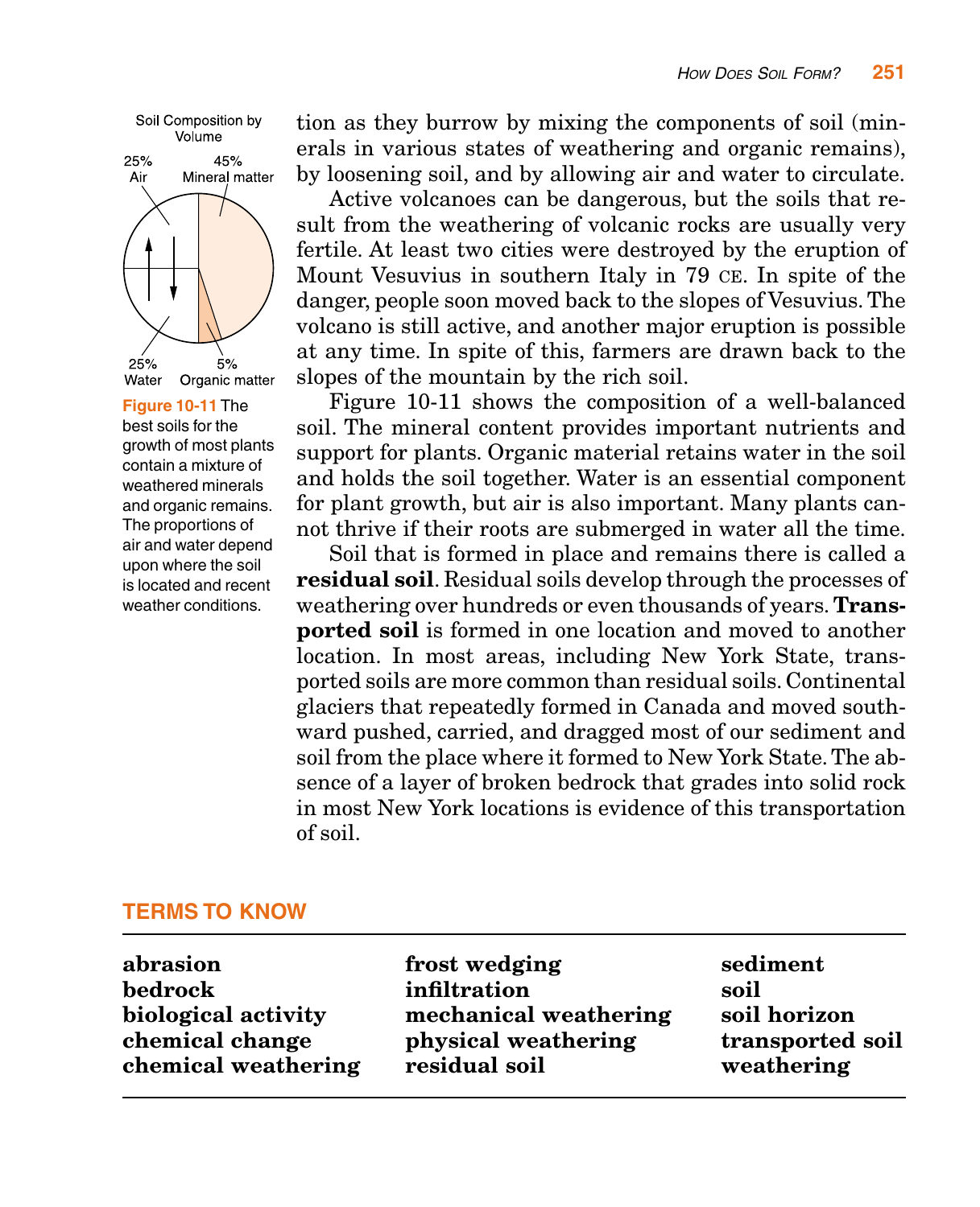Soil Composition by Volume

25%
Air

45%
Mineral matter

25%
Water

5%
Organic matter

**Figure 10-11** The best soils for the growth of most plants contain a mixture of weathered minerals and organic remains. The proportions of air and water depend upon where the soil is located and recent weather conditions.

tion as they burrow by mixing the components of soil (minerals in various states of weathering and organic remains), by loosening soil, and by allowing air and water to circulate.

Active volcanoes can be dangerous, but the soils that result from the weathering of volcanic rocks are usually very fertile. At least two cities were destroyed by the eruption of Mount Vesuvius in southern Italy in 79 CE. In spite of the danger, people soon moved back to the slopes of Vesuvius. The volcano is still active, and another major eruption is possible at any time. In spite of this, farmers are drawn back to the slopes of the mountain by the rich soil.

Figure 10-11 shows the composition of a well-balanced soil. The mineral content provides important nutrients and support for plants. Organic material retains water in the soil and holds the soil together. Water is an essential component for plant growth, but air is also important. Many plants cannot thrive if their roots are submerged in water all the time.

Soil that is formed in place and remains there is called a **residual soil**. Residual soils develop through the processes of weathering over hundreds or even thousands of years. **Transported soil** is formed in one location and moved to another location. In most areas, including New York State, transported soils are more common than residual soils. Continental glaciers that repeatedly formed in Canada and moved southward pushed, carried, and dragged most of our sediment and soil from the place where it formed to New York State. The absence of a layer of broken bedrock that grades into solid rock in most New York locations is evidence of this transportation of soil.

## TERMS TO KNOW

| | | |
|---|---|---|
| **abrasion** | **frost wedging** | **sediment** |
| **bedrock** | **infiltration** | **soil** |
| **biological activity** | **mechanical weathering** | **soil horizon** |
| **chemical change** | **physical weathering** | **transported soil** |
| **chemical weathering** | **residual soil** | **weathering** |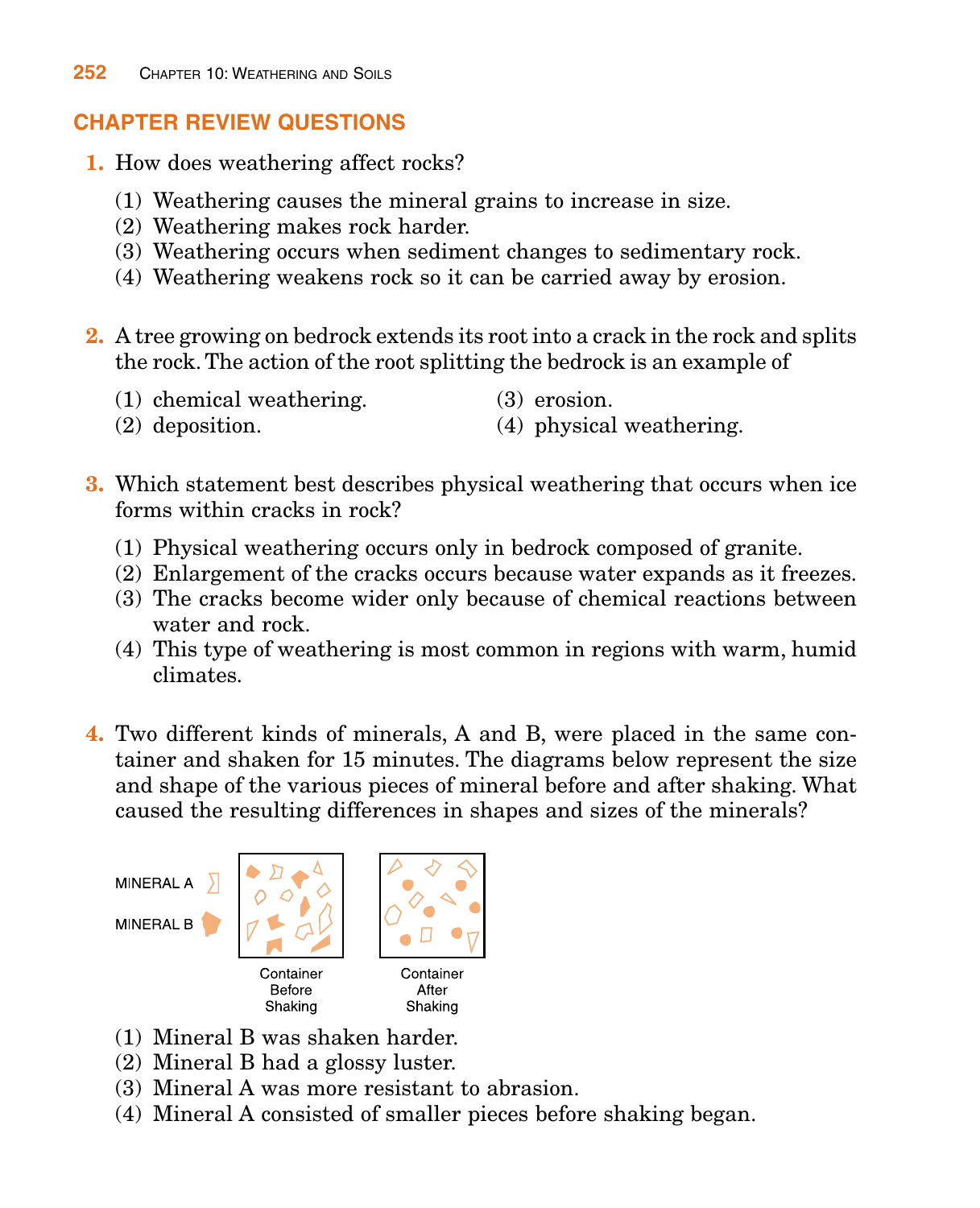## CHAPTER REVIEW QUESTIONS

**1.** How does weathering affect rocks?

(1) Weathering causes the mineral grains to increase in size.
(2) Weathering makes rock harder.
(3) Weathering occurs when sediment changes to sedimentary rock.
(4) Weathering weakens rock so it can be carried away by erosion.

**2.** A tree growing on bedrock extends its root into a crack in the rock and splits the rock. The action of the root splitting the bedrock is an example of

(1) chemical weathering.
(2) deposition.
(3) erosion.
(4) physical weathering.

**3.** Which statement best describes physical weathering that occurs when ice forms within cracks in rock?

(1) Physical weathering occurs only in bedrock composed of granite.
(2) Enlargement of the cracks occurs because water expands as it freezes.
(3) The cracks become wider only because of chemical reactions between water and rock.
(4) This type of weathering is most common in regions with warm, humid climates.

**4.** Two different kinds of minerals, A and B, were placed in the same container and shaken for 15 minutes. The diagrams below represent the size and shape of the various pieces of mineral before and after shaking. What caused the resulting differences in shapes and sizes of the minerals?

MINERAL A

MINERAL B

Container Before Shaking

Container After Shaking

(1) Mineral B was shaken harder.
(2) Mineral B had a glossy luster.
(3) Mineral A was more resistant to abrasion.
(4) Mineral A consisted of smaller pieces before shaking began.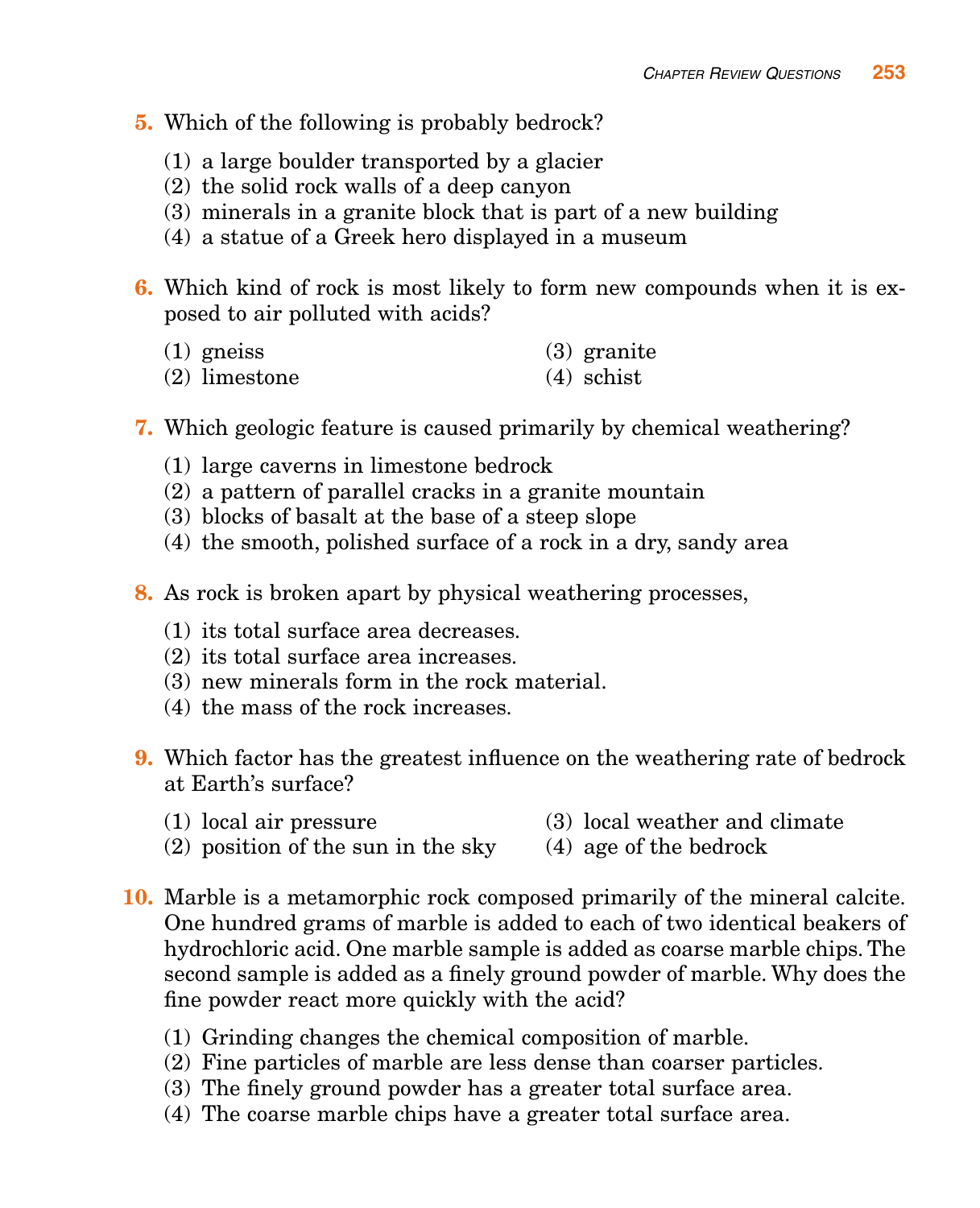**5.** Which of the following is probably bedrock?

(1) a large boulder transported by a glacier
(2) the solid rock walls of a deep canyon
(3) minerals in a granite block that is part of a new building
(4) a statue of a Greek hero displayed in a museum

**6.** Which kind of rock is most likely to form new compounds when it is exposed to air polluted with acids?

(1) gneiss
(2) limestone
(3) granite
(4) schist

**7.** Which geologic feature is caused primarily by chemical weathering?

(1) large caverns in limestone bedrock
(2) a pattern of parallel cracks in a granite mountain
(3) blocks of basalt at the base of a steep slope
(4) the smooth, polished surface of a rock in a dry, sandy area

**8.** As rock is broken apart by physical weathering processes,

(1) its total surface area decreases.
(2) its total surface area increases.
(3) new minerals form in the rock material.
(4) the mass of the rock increases.

**9.** Which factor has the greatest influence on the weathering rate of bedrock at Earth's surface?

(1) local air pressure
(2) position of the sun in the sky
(3) local weather and climate
(4) age of the bedrock

**10.** Marble is a metamorphic rock composed primarily of the mineral calcite. One hundred grams of marble is added to each of two identical beakers of hydrochloric acid. One marble sample is added as coarse marble chips. The second sample is added as a finely ground powder of marble. Why does the fine powder react more quickly with the acid?

(1) Grinding changes the chemical composition of marble.
(2) Fine particles of marble are less dense than coarser particles.
(3) The finely ground powder has a greater total surface area.
(4) The coarse marble chips have a greater total surface area.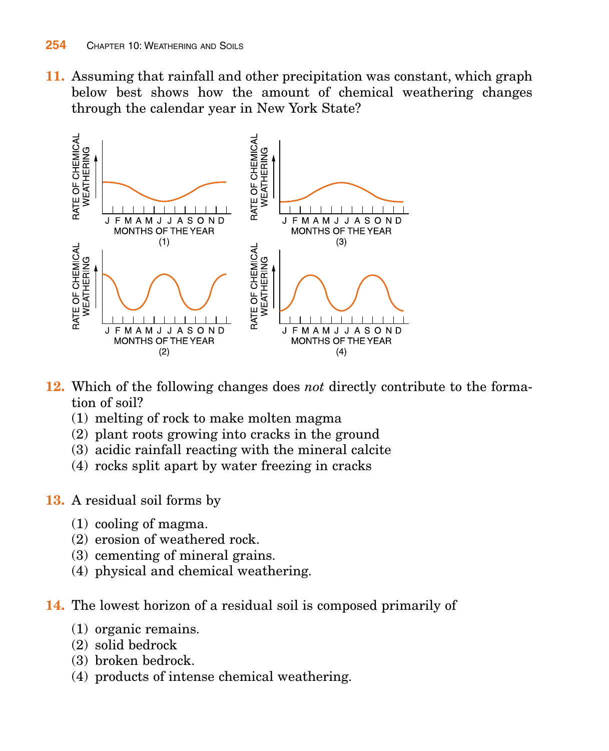**11.** Assuming that rainfall and other precipitation was constant, which graph below best shows how the amount of chemical weathering changes through the calendar year in New York State?

RATE OF CHEMICAL WEATHERING

J F M A M J J A S O N D
MONTHS OF THE YEAR
(1)

RATE OF CHEMICAL WEATHERING

J F M A M J J A S O N D
MONTHS OF THE YEAR
(3)

RATE OF CHEMICAL WEATHERING

J F M A M J J A S O N D
MONTHS OF THE YEAR
(2)

RATE OF CHEMICAL WEATHERING

J F M A M J J A S O N D
MONTHS OF THE YEAR
(4)

**12.** Which of the following changes does *not* directly contribute to the formation of soil?

(1) melting of rock to make molten magma
(2) plant roots growing into cracks in the ground
(3) acidic rainfall reacting with the mineral calcite
(4) rocks split apart by water freezing in cracks

**13.** A residual soil forms by

(1) cooling of magma.
(2) erosion of weathered rock.
(3) cementing of mineral grains.
(4) physical and chemical weathering.

**14.** The lowest horizon of a residual soil is composed primarily of

(1) organic remains.
(2) solid bedrock
(3) broken bedrock.
(4) products of intense chemical weathering.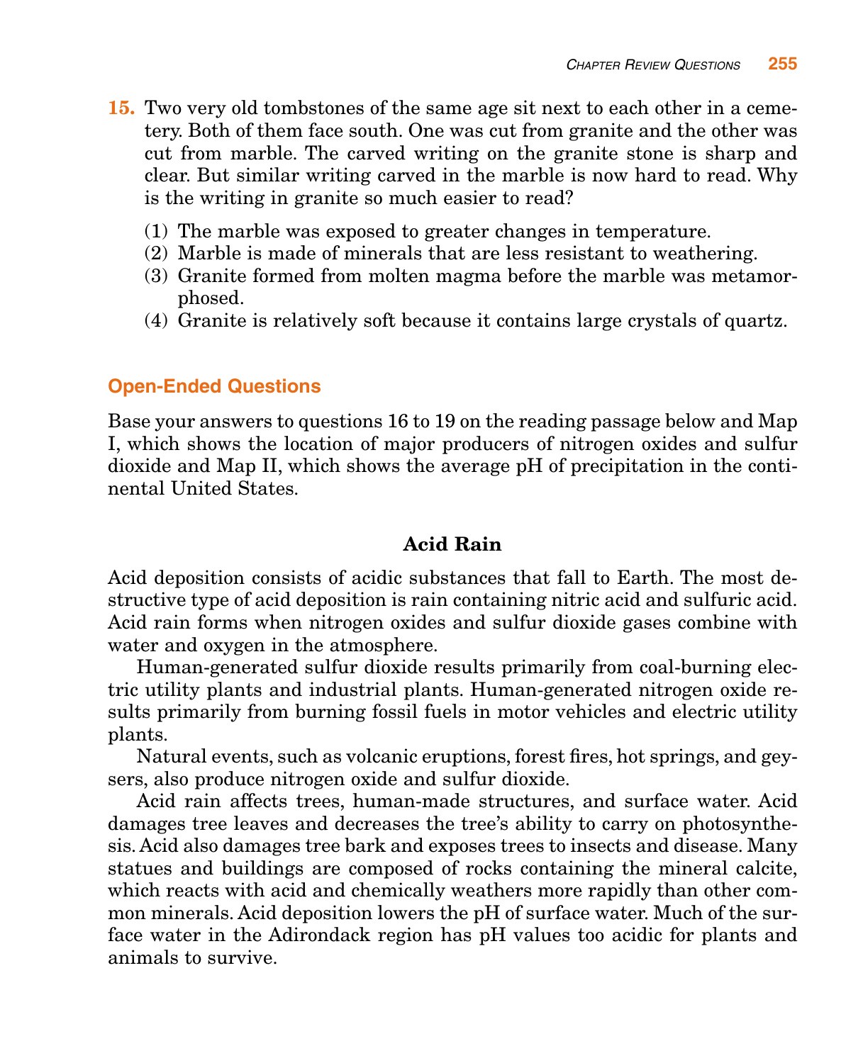15. Two very old tombstones of the same age sit next to each other in a cemetery. Both of them face south. One was cut from granite and the other was cut from marble. The carved writing on the granite stone is sharp and clear. But similar writing carved in the marble is now hard to read. Why is the writing in granite so much easier to read?

(1) The marble was exposed to greater changes in temperature.
(2) Marble is made of minerals that are less resistant to weathering.
(3) Granite formed from molten magma before the marble was metamorphosed.
(4) Granite is relatively soft because it contains large crystals of quartz.

## Open-Ended Questions

Base your answers to questions 16 to 19 on the reading passage below and Map I, which shows the location of major producers of nitrogen oxides and sulfur dioxide and Map II, which shows the average pH of precipitation in the continental United States.

### Acid Rain

Acid deposition consists of acidic substances that fall to Earth. The most destructive type of acid deposition is rain containing nitric acid and sulfuric acid. Acid rain forms when nitrogen oxides and sulfur dioxide gases combine with water and oxygen in the atmosphere.

Human-generated sulfur dioxide results primarily from coal-burning electric utility plants and industrial plants. Human-generated nitrogen oxide results primarily from burning fossil fuels in motor vehicles and electric utility plants.

Natural events, such as volcanic eruptions, forest fires, hot springs, and geysers, also produce nitrogen oxide and sulfur dioxide.

Acid rain affects trees, human-made structures, and surface water. Acid damages tree leaves and decreases the tree's ability to carry on photosynthesis. Acid also damages tree bark and exposes trees to insects and disease. Many statues and buildings are composed of rocks containing the mineral calcite, which reacts with acid and chemically weathers more rapidly than other common minerals. Acid deposition lowers the pH of surface water. Much of the surface water in the Adirondack region has pH values too acidic for plants and animals to survive.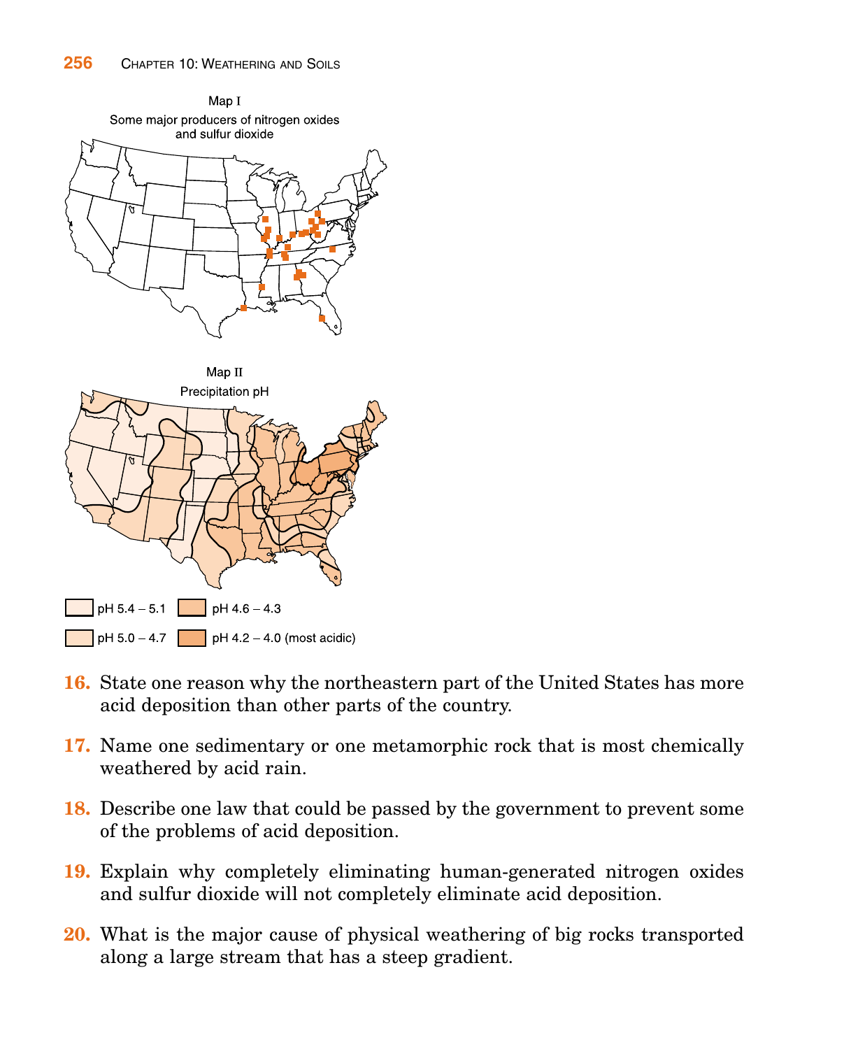Map I

Some major producers of nitrogen oxides and sulfur dioxide

Map II

Precipitation pH

pH 5.4 – 5.1

pH 5.0 – 4.7

pH 4.6 – 4.3

pH 4.2 – 4.0 (most acidic)

**16.** State one reason why the northeastern part of the United States has more acid deposition than other parts of the country.

**17.** Name one sedimentary or one metamorphic rock that is most chemically weathered by acid rain.

**18.** Describe one law that could be passed by the government to prevent some of the problems of acid deposition.

**19.** Explain why completely eliminating human-generated nitrogen oxides and sulfur dioxide will not completely eliminate acid deposition.

**20.** What is the major cause of physical weathering of big rocks transported along a large stream that has a steep gradient.